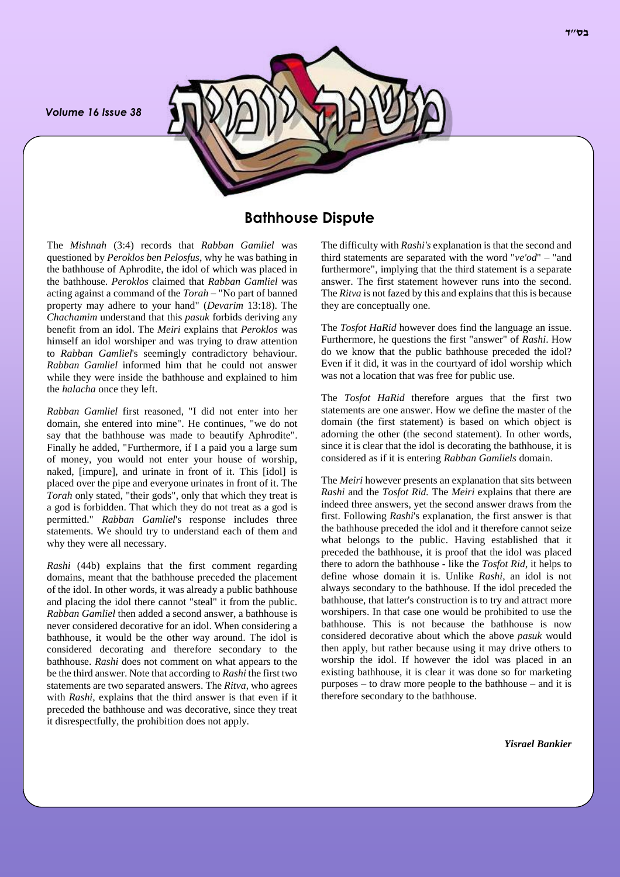## Bathhouse Dispute

The *Mishnah* (3:4) records that *Rabban Gamliel* was questioned by *Peroklos ben Pelosfus*, why he was bathing in the bathhouse of Aphrodite, the idol of which was placed in the bathhouse. *Peroklos* claimed that *Rabban Gamliel* was acting against a command of the *Torah* – "No part of banned property may adhere to your hand" (*Devarim* 13:18). The *Chachamim* understand that this *pasuk* forbids deriving any benefit from an idol. The *Meiri* explains that *Peroklos* was himself an idol worshiper and was trying to draw attention to *Rabban Gamliel*'s seemingly contradictory behaviour. *Rabban Gamliel* informed him that he could not answer while they were inside the bathhouse and explained to him the *halacha* once they left.

*Rabban Gamliel* first reasoned, "I did not enter into her domain, she entered into mine". He continues, "we do not say that the bathhouse was made to beautify Aphrodite". Finally he added, "Furthermore, if I paid you a large sum of money, you would not enter your house of worship, naked, [impure], and urinate in front of it. This [idol] is placed over the pipe and everyone urinates in front of it. The *Torah* only stated, "their gods", only that which they treat is a god is forbidden. That which they do not treat as a god is permitted." *Rabban Gamliel*'s response includes three statements. We should try to understand each of them and why they were all necessary.

*Rashi* (44b) explains that the first comment regarding domains, meant that the bathhouse preceded the placement of the idol. In other words, it was already a public bathhouse and placing the idol there cannot "steal" it from the public. *Rabban Gamliel* then added a second answer, a bathhouse is never considered decorative for an idol. When considering a bathhouse, it would be the other way around. The idol is considered decorating and therefore secondary to the bathhouse. *Rashi* does not comment on what appears to the be the third answer. Note that according to *Rashi* the first two statements are two separated answers. The *Ritva*, who agrees with *Rashi*, explains that the third answer is that even if it preceded the bathhouse and was decorative, since they treat it disrespectfully, the prohibition does not apply.

The difficulty with *Rashi's* explanation is that the second and third statements are separated with the word "*ve'od*" – "and furthermore", implying that the third statement is a separate answer. The first statement however runs into the second. The *Ritva* is not fazed by this and explains that this is because they are conceptually one.

The *Tosfot HaRid* however does find the language an issue. Furthermore, he questions the first "answer" of *Rashi*. How do we know that the public bathhouse preceded the idol? Even if it did, it was in the courtyard of idol worship which was not a location that was free for public use.

The *Tosfot HaRid* therefore argues that the first two statements are one answer. How we define the master of the domain (the first statement) is based on which object is adorning the other (the second statement). In other words, since it is clear that the idol is decorating the bathhouse, it is considered as if it is entering *Rabban Gamliels* domain.

The *Meiri* however presents an explanation that sits between *Rashi* and the *Tosfot Rid*. The *Meiri* explains that there are indeed three answers, yet the second answer draws from the first. Following *Rashi*'s explanation, the first answer is that the bathhouse preceded the idol and it therefore cannot seize what belongs to the public. Having established that it preceded the bathhouse, it is proof that the idol was placed there to adorn the bathhouse - like the *Tosfot Rid*, it helps to define whose domain it is. Unlike *Rashi*, an idol is not always secondary to the bathhouse. If the idol preceded the bathhouse, that latter's construction is to try and attract more worshipers. In that case one would be prohibited to use the bathhouse. This is not because the bathhouse is now considered decorative about which the above *pasuk* would then apply, but rather because using it may drive others to worship the idol. If however the idol was placed in an existing bathhouse, it is clear it was done so for marketing purposes – to draw more people to the bathhouse – and it is therefore secondary to the bathhouse.

***Yisrael Bankier***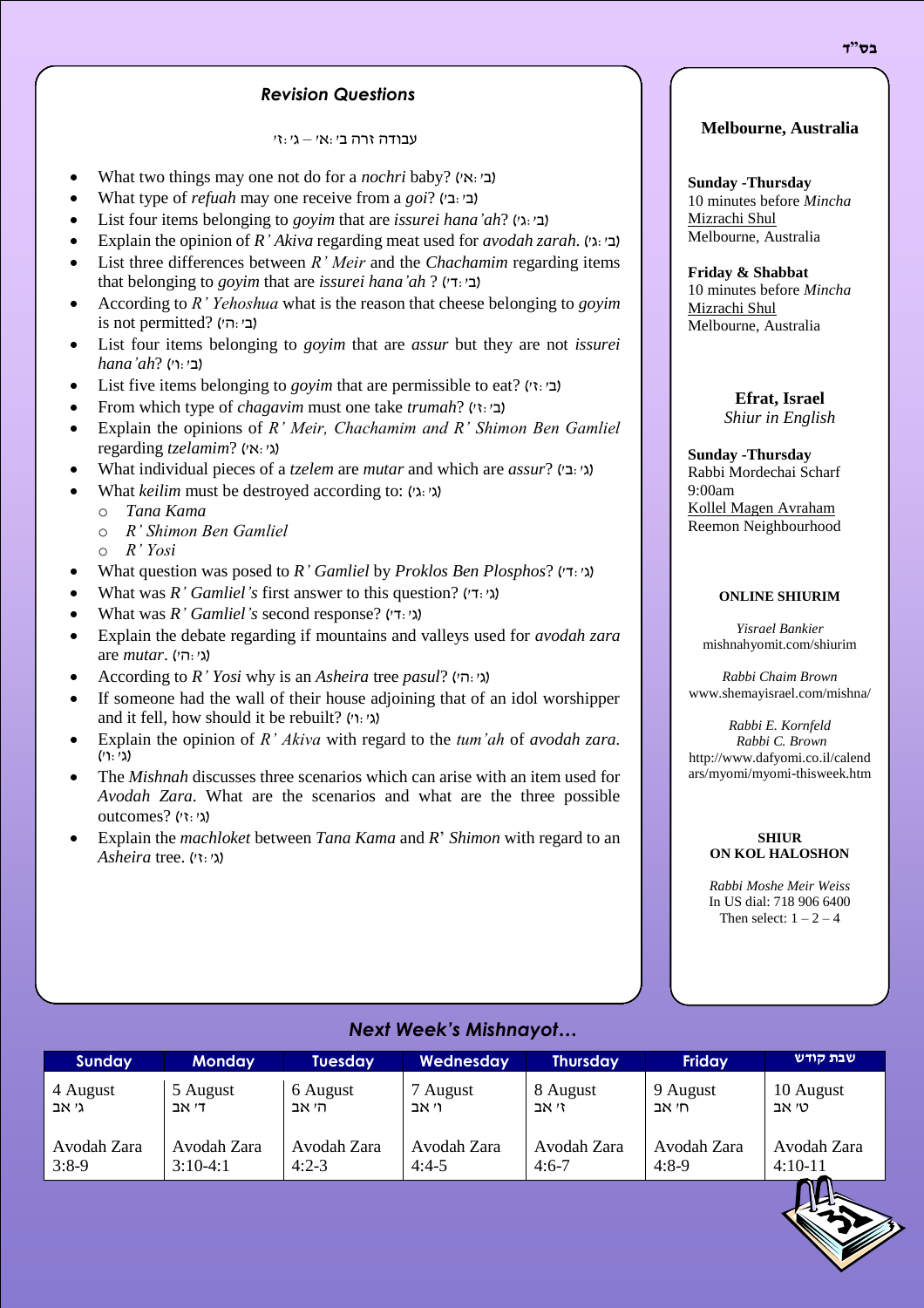## Revision Questions

עבודה זרה ב׳:א׳ – ג׳:ז׳

- What two things may one not do for a *nochri* baby? (ב׳:א׳)
- What type of *refuah* may one receive from a *goi*? (ב׳:ב׳)
- List four items belonging to *goyim* that are *issurei hana'ah*? (ב׳:ג׳)
- Explain the opinion of *R' Akiva* regarding meat used for *avodah zarah*. (ב׳:ג׳)
- List three differences between *R' Meir* and the *Chachamim* regarding items that belonging to *goyim* that are *issurei hana'ah* ? (ב׳:ד׳)
- According to *R' Yehoshua* what is the reason that cheese belonging to *goyim* is not permitted? (ב׳:ה׳)
- List four items belonging to *goyim* that are *assur* but they are not *issurei hana'ah*? (ב׳:ו׳)
- List five items belonging to *goyim* that are permissible to eat? (ב׳:ז׳)
- From which type of *chagavim* must one take *trumah*? (ב׳:ז׳)
- Explain the opinions of *R' Meir, Chachamim and R' Shimon Ben Gamliel* regarding *tzelamim*? (ג׳:א׳)
- What individual pieces of a *tzelem* are *mutar* and which are *assur*? (ג׳:ב׳)
- What *keilim* must be destroyed according to: (ג׳:ג׳)
  - *Tana Kama*
  - *R' Shimon Ben Gamliel*
  - *R' Yosi*
- What question was posed to *R' Gamliel* by *Proklos Ben Plosphos*? (ג׳:ד׳)
- What was *R' Gamliel's* first answer to this question? (ג׳:ד׳)
- What was *R' Gamliel's* second response? (ג׳:ד׳)
- Explain the debate regarding if mountains and valleys used for *avodah zara* are *mutar*. (ג׳:ה׳)
- According to *R' Yosi* why is an *Asheira* tree *pasul*? (ג׳:ה׳)
- If someone had the wall of their house adjoining that of an idol worshipper and it fell, how should it be rebuilt? (ג׳:ו׳)
- Explain the opinion of *R' Akiva* with regard to the *tum'ah* of *avodah zara*. (ג׳:ו׳)
- The *Mishnah* discusses three scenarios which can arise with an item used for *Avodah Zara*. What are the scenarios and what are the three possible outcomes? (ג׳:ז׳)
- Explain the *machloket* between *Tana Kama* and *R' Shimon* with regard to an *Asheira* tree. (ג׳:ז׳)

### Melbourne, Australia

**Sunday -Thursday**
10 minutes before *Mincha*
Mizrachi Shul
Melbourne, Australia

**Friday & Shabbat**
10 minutes before *Mincha*
Mizrachi Shul
Melbourne, Australia

### Efrat, Israel
*Shiur in English*

**Sunday -Thursday**
Rabbi Mordechai Scharf
9:00am
Kollel Magen Avraham
Reemon Neighbourhood

#### ONLINE SHIURIM

*Yisrael Bankier*
mishnahyomit.com/shiurim

*Rabbi Chaim Brown*
www.shemayisrael.com/mishna/

*Rabbi E. Kornfeld*
*Rabbi C. Brown*
http://www.dafyomi.co.il/calendars/myomi/myomi-thisweek.htm

#### SHIUR ON KOL HALOSHON

*Rabbi Moshe Meir Weiss*
In US dial: 718 906 6400
Then select: 1 – 2 – 4

## Next Week's Mishnayot…

| Sunday | Monday | Tuesday | Wednesday | Thursday | Friday | שבת קודש |
|---|---|---|---|---|---|---|
| 4 August ג׳ אב | 5 August ד׳ אב | 6 August ה׳ אב | 7 August ו׳ אב | 8 August ז׳ אב | 9 August ח׳ אב | 10 August ט׳ אב |
| Avodah Zara 3:8-9 | Avodah Zara 3:10-4:1 | Avodah Zara 4:2-3 | Avodah Zara 4:4-5 | Avodah Zara 4:6-7 | Avodah Zara 4:8-9 | Avodah Zara 4:10-11 |